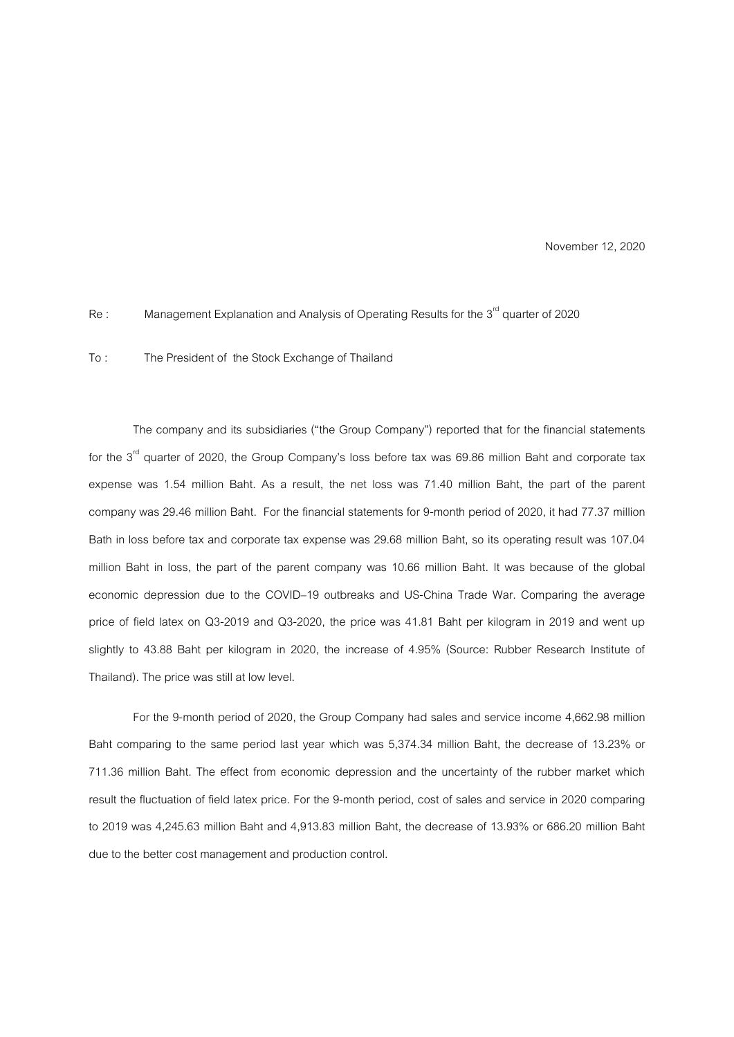November 12, 2020

Re : Management Explanation and Analysis of Operating Results for the 3rd quarter of 2020

To : The President of the Stock Exchange of Thailand

The company and its subsidiaries ("the Group Company") reported that for the financial statements for the 3rd quarter of 2020, the Group Company's loss before tax was 69.86 million Baht and corporate tax expense was 1.54 million Baht. As a result, the net loss was 71.40 million Baht, the part of the parent company was 29.46 million Baht. For the financial statements for 9-month period of 2020, it had 77.37 million Bath in loss before tax and corporate tax expense was 29.68 million Baht, so its operating result was 107.04 million Baht in loss, the part of the parent company was 10.66 million Baht. It was because of the global economic depression due to the COVID–19 outbreaks and US-China Trade War. Comparing the average price of field latex on Q3-2019 and Q3-2020, the price was 41.81 Baht per kilogram in 2019 and went up slightly to 43.88 Baht per kilogram in 2020, the increase of 4.95% (Source: Rubber Research Institute of Thailand). The price was still at low level.

For the 9-month period of 2020, the Group Company had sales and service income 4,662.98 million Baht comparing to the same period last year which was 5,374.34 million Baht, the decrease of 13.23% or 711.36 million Baht. The effect from economic depression and the uncertainty of the rubber market which result the fluctuation of field latex price. For the 9-month period, cost of sales and service in 2020 comparing to 2019 was 4,245.63 million Baht and 4,913.83 million Baht, the decrease of 13.93% or 686.20 million Baht due to the better cost management and production control.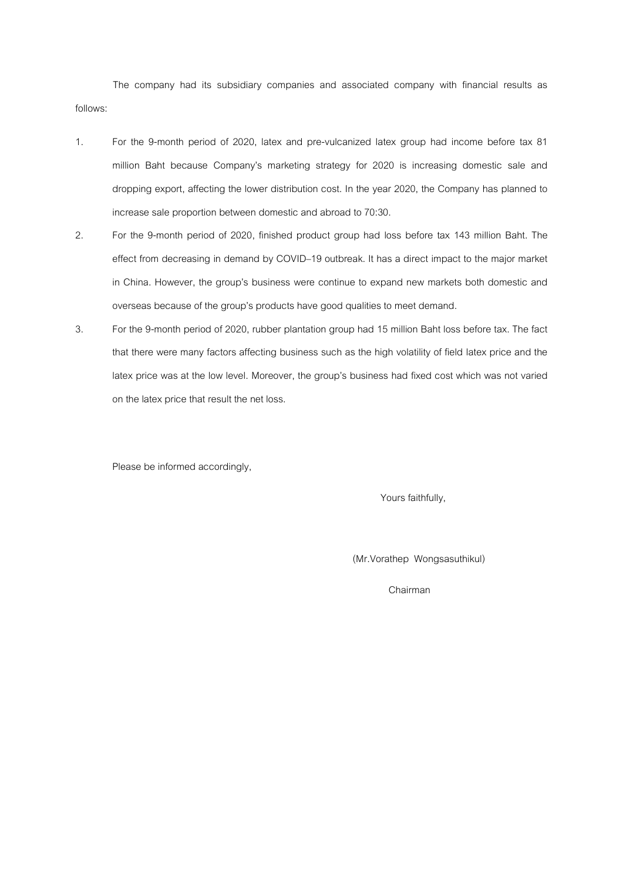The company had its subsidiary companies and associated company with financial results as follows:

1. For the 9-month period of 2020, latex and pre-vulcanized latex group had income before tax 81 million Baht because Company's marketing strategy for 2020 is increasing domestic sale and dropping export, affecting the lower distribution cost. In the year 2020, the Company has planned to increase sale proportion between domestic and abroad to 70:30.
2. For the 9-month period of 2020, finished product group had loss before tax 143 million Baht. The effect from decreasing in demand by COVID–19 outbreak. It has a direct impact to the major market in China. However, the group's business were continue to expand new markets both domestic and overseas because of the group's products have good qualities to meet demand.
3. For the 9-month period of 2020, rubber plantation group had 15 million Baht loss before tax. The fact that there were many factors affecting business such as the high volatility of field latex price and the latex price was at the low level. Moreover, the group's business had fixed cost which was not varied on the latex price that result the net loss.

Please be informed accordingly,

Yours faithfully,

(Mr.Vorathep Wongsasuthikul)

Chairman